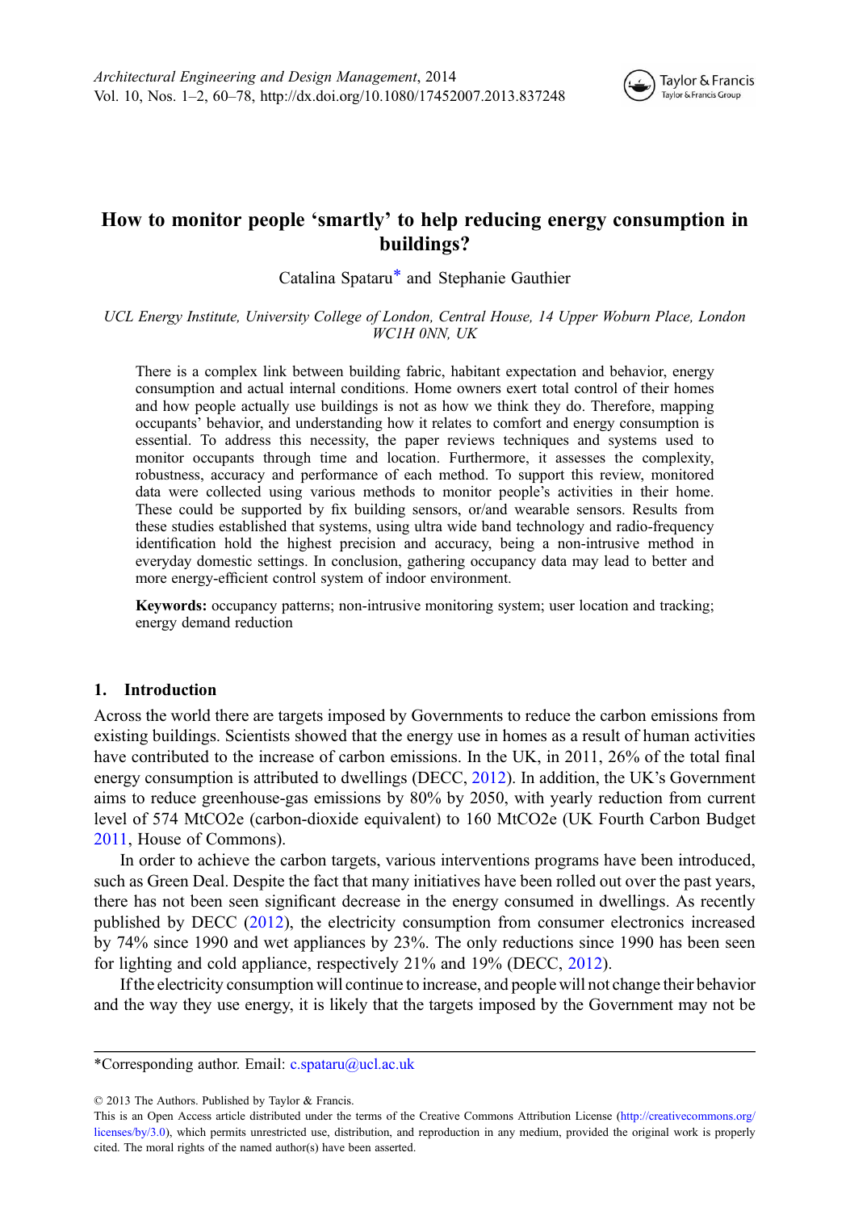# How to monitor people 'smartly' to help reducing energy consumption in buildings?

Catalina Spataru* and Stephanie Gauthier

*UCL Energy Institute, University College of London, Central House, 14 Upper Woburn Place, London WC1H 0NN, UK*

There is a complex link between building fabric, habitant expectation and behavior, energy consumption and actual internal conditions. Home owners exert total control of their homes and how people actually use buildings is not as how we think they do. Therefore, mapping occupants' behavior, and understanding how it relates to comfort and energy consumption is essential. To address this necessity, the paper reviews techniques and systems used to monitor occupants through time and location. Furthermore, it assesses the complexity, robustness, accuracy and performance of each method. To support this review, monitored data were collected using various methods to monitor people's activities in their home. These could be supported by fix building sensors, or/and wearable sensors. Results from these studies established that systems, using ultra wide band technology and radio-frequency identification hold the highest precision and accuracy, being a non-intrusive method in everyday domestic settings. In conclusion, gathering occupancy data may lead to better and more energy-efficient control system of indoor environment.

**Keywords:** occupancy patterns; non-intrusive monitoring system; user location and tracking; energy demand reduction

## 1. Introduction

Across the world there are targets imposed by Governments to reduce the carbon emissions from existing buildings. Scientists showed that the energy use in homes as a result of human activities have contributed to the increase of carbon emissions. In the UK, in 2011, 26% of the total final energy consumption is attributed to dwellings (DECC, 2012). In addition, the UK's Government aims to reduce greenhouse-gas emissions by 80% by 2050, with yearly reduction from current level of 574 MtCO2e (carbon-dioxide equivalent) to 160 MtCO2e (UK Fourth Carbon Budget 2011, House of Commons).

In order to achieve the carbon targets, various interventions programs have been introduced, such as Green Deal. Despite the fact that many initiatives have been rolled out over the past years, there has not been seen significant decrease in the energy consumed in dwellings. As recently published by DECC (2012), the electricity consumption from consumer electronics increased by 74% since 1990 and wet appliances by 23%. The only reductions since 1990 has been seen for lighting and cold appliance, respectively 21% and 19% (DECC, 2012).

If the electricity consumption will continue to increase, and people will not change their behavior and the way they use energy, it is likely that the targets imposed by the Government may not be

*Corresponding author. Email: c.spataru@ucl.ac.uk

© 2013 The Authors. Published by Taylor & Francis.
This is an Open Access article distributed under the terms of the Creative Commons Attribution License (http://creativecommons.org/licenses/by/3.0), which permits unrestricted use, distribution, and reproduction in any medium, provided the original work is properly cited. The moral rights of the named author(s) have been asserted.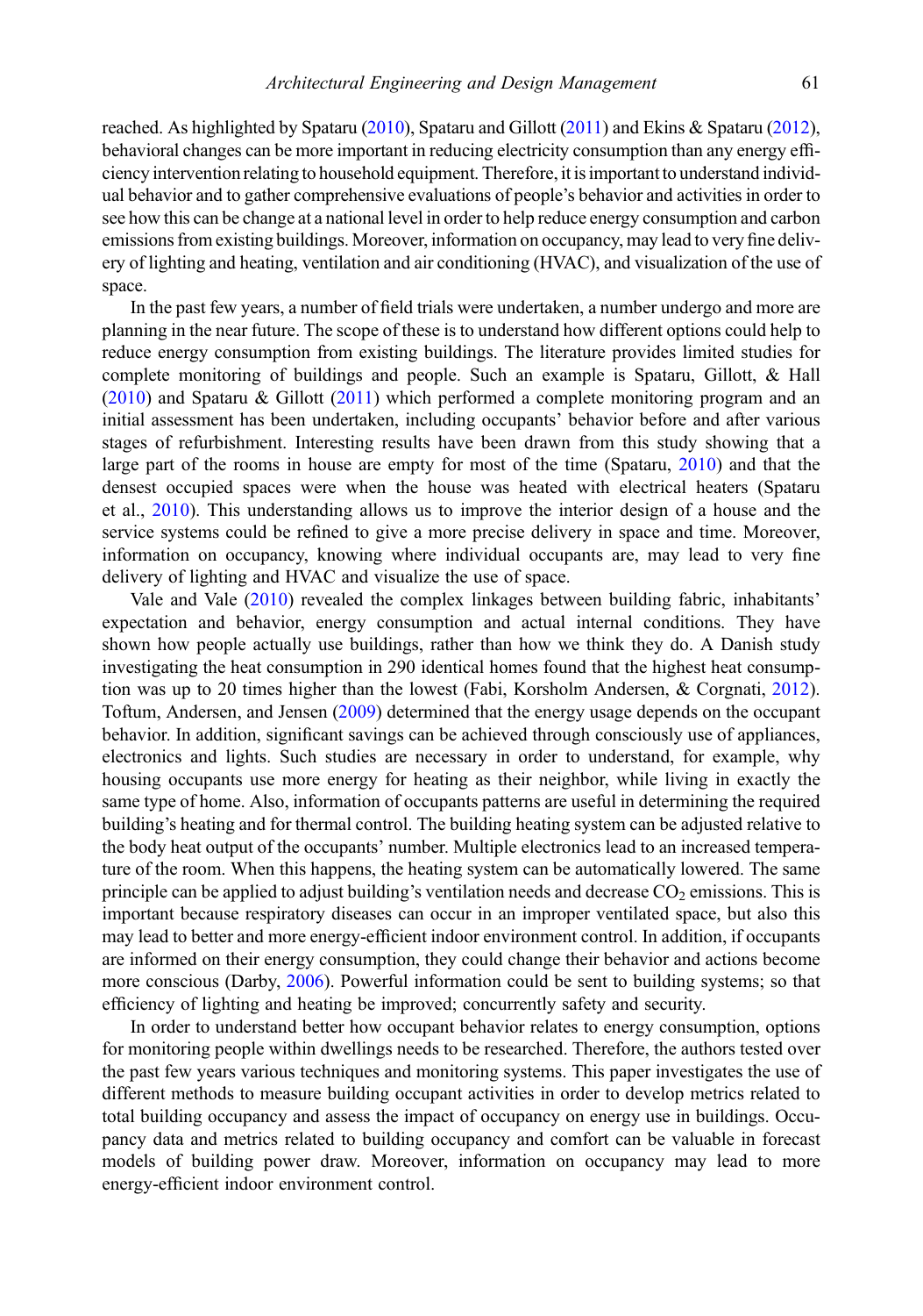reached. As highlighted by Spataru (2010), Spataru and Gillott (2011) and Ekins & Spataru (2012), behavioral changes can be more important in reducing electricity consumption than any energy efficiency intervention relating to household equipment. Therefore, it is important to understand individual behavior and to gather comprehensive evaluations of people's behavior and activities in order to see how this can be change at a national level in order to help reduce energy consumption and carbon emissions from existing buildings. Moreover, information on occupancy, may lead to very fine delivery of lighting and heating, ventilation and air conditioning (HVAC), and visualization of the use of space.

In the past few years, a number of field trials were undertaken, a number undergo and more are planning in the near future. The scope of these is to understand how different options could help to reduce energy consumption from existing buildings. The literature provides limited studies for complete monitoring of buildings and people. Such an example is Spataru, Gillott, & Hall (2010) and Spataru & Gillott (2011) which performed a complete monitoring program and an initial assessment has been undertaken, including occupants' behavior before and after various stages of refurbishment. Interesting results have been drawn from this study showing that a large part of the rooms in house are empty for most of the time (Spataru, 2010) and that the densest occupied spaces were when the house was heated with electrical heaters (Spataru et al., 2010). This understanding allows us to improve the interior design of a house and the service systems could be refined to give a more precise delivery in space and time. Moreover, information on occupancy, knowing where individual occupants are, may lead to very fine delivery of lighting and HVAC and visualize the use of space.

Vale and Vale (2010) revealed the complex linkages between building fabric, inhabitants' expectation and behavior, energy consumption and actual internal conditions. They have shown how people actually use buildings, rather than how we think they do. A Danish study investigating the heat consumption in 290 identical homes found that the highest heat consumption was up to 20 times higher than the lowest (Fabi, Korsholm Andersen, & Corgnati, 2012). Toftum, Andersen, and Jensen (2009) determined that the energy usage depends on the occupant behavior. In addition, significant savings can be achieved through consciously use of appliances, electronics and lights. Such studies are necessary in order to understand, for example, why housing occupants use more energy for heating as their neighbor, while living in exactly the same type of home. Also, information of occupants patterns are useful in determining the required building's heating and for thermal control. The building heating system can be adjusted relative to the body heat output of the occupants' number. Multiple electronics lead to an increased temperature of the room. When this happens, the heating system can be automatically lowered. The same principle can be applied to adjust building's ventilation needs and decrease $CO_2$ emissions. This is important because respiratory diseases can occur in an improper ventilated space, but also this may lead to better and more energy-efficient indoor environment control. In addition, if occupants are informed on their energy consumption, they could change their behavior and actions become more conscious (Darby, 2006). Powerful information could be sent to building systems; so that efficiency of lighting and heating be improved; concurrently safety and security.

In order to understand better how occupant behavior relates to energy consumption, options for monitoring people within dwellings needs to be researched. Therefore, the authors tested over the past few years various techniques and monitoring systems. This paper investigates the use of different methods to measure building occupant activities in order to develop metrics related to total building occupancy and assess the impact of occupancy on energy use in buildings. Occupancy data and metrics related to building occupancy and comfort can be valuable in forecast models of building power draw. Moreover, information on occupancy may lead to more energy-efficient indoor environment control.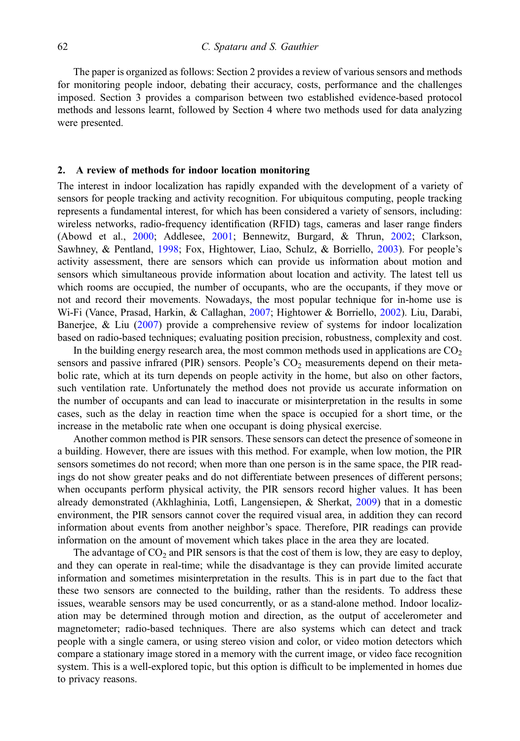The paper is organized as follows: Section 2 provides a review of various sensors and methods for monitoring people indoor, debating their accuracy, costs, performance and the challenges imposed. Section 3 provides a comparison between two established evidence-based protocol methods and lessons learnt, followed by Section 4 where two methods used for data analyzing were presented.

## 2. A review of methods for indoor location monitoring

The interest in indoor localization has rapidly expanded with the development of a variety of sensors for people tracking and activity recognition. For ubiquitous computing, people tracking represents a fundamental interest, for which has been considered a variety of sensors, including: wireless networks, radio-frequency identification (RFID) tags, cameras and laser range finders (Abowd et al., 2000; Addlesee, 2001; Bennewitz, Burgard, & Thrun, 2002; Clarkson, Sawhney, & Pentland, 1998; Fox, Hightower, Liao, Schulz, & Borriello, 2003). For people's activity assessment, there are sensors which can provide us information about motion and sensors which simultaneous provide information about location and activity. The latest tell us which rooms are occupied, the number of occupants, who are the occupants, if they move or not and record their movements. Nowadays, the most popular technique for in-home use is Wi-Fi (Vance, Prasad, Harkin, & Callaghan, 2007; Hightower & Borriello, 2002). Liu, Darabi, Banerjee, & Liu (2007) provide a comprehensive review of systems for indoor localization based on radio-based techniques; evaluating position precision, robustness, complexity and cost.

In the building energy research area, the most common methods used in applications are $CO_2$ sensors and passive infrared (PIR) sensors. People's $CO_2$ measurements depend on their metabolic rate, which at its turn depends on people activity in the home, but also on other factors, such ventilation rate. Unfortunately the method does not provide us accurate information on the number of occupants and can lead to inaccurate or misinterpretation in the results in some cases, such as the delay in reaction time when the space is occupied for a short time, or the increase in the metabolic rate when one occupant is doing physical exercise.

Another common method is PIR sensors. These sensors can detect the presence of someone in a building. However, there are issues with this method. For example, when low motion, the PIR sensors sometimes do not record; when more than one person is in the same space, the PIR readings do not show greater peaks and do not differentiate between presences of different persons; when occupants perform physical activity, the PIR sensors record higher values. It has been already demonstrated (Akhlaghinia, Lotfi, Langensiepen, & Sherkat, 2009) that in a domestic environment, the PIR sensors cannot cover the required visual area, in addition they can record information about events from another neighbor's space. Therefore, PIR readings can provide information on the amount of movement which takes place in the area they are located.

The advantage of $CO_2$ and PIR sensors is that the cost of them is low, they are easy to deploy, and they can operate in real-time; while the disadvantage is they can provide limited accurate information and sometimes misinterpretation in the results. This is in part due to the fact that these two sensors are connected to the building, rather than the residents. To address these issues, wearable sensors may be used concurrently, or as a stand-alone method. Indoor localization may be determined through motion and direction, as the output of accelerometer and magnetometer; radio-based techniques. There are also systems which can detect and track people with a single camera, or using stereo vision and color, or video motion detectors which compare a stationary image stored in a memory with the current image, or video face recognition system. This is a well-explored topic, but this option is difficult to be implemented in homes due to privacy reasons.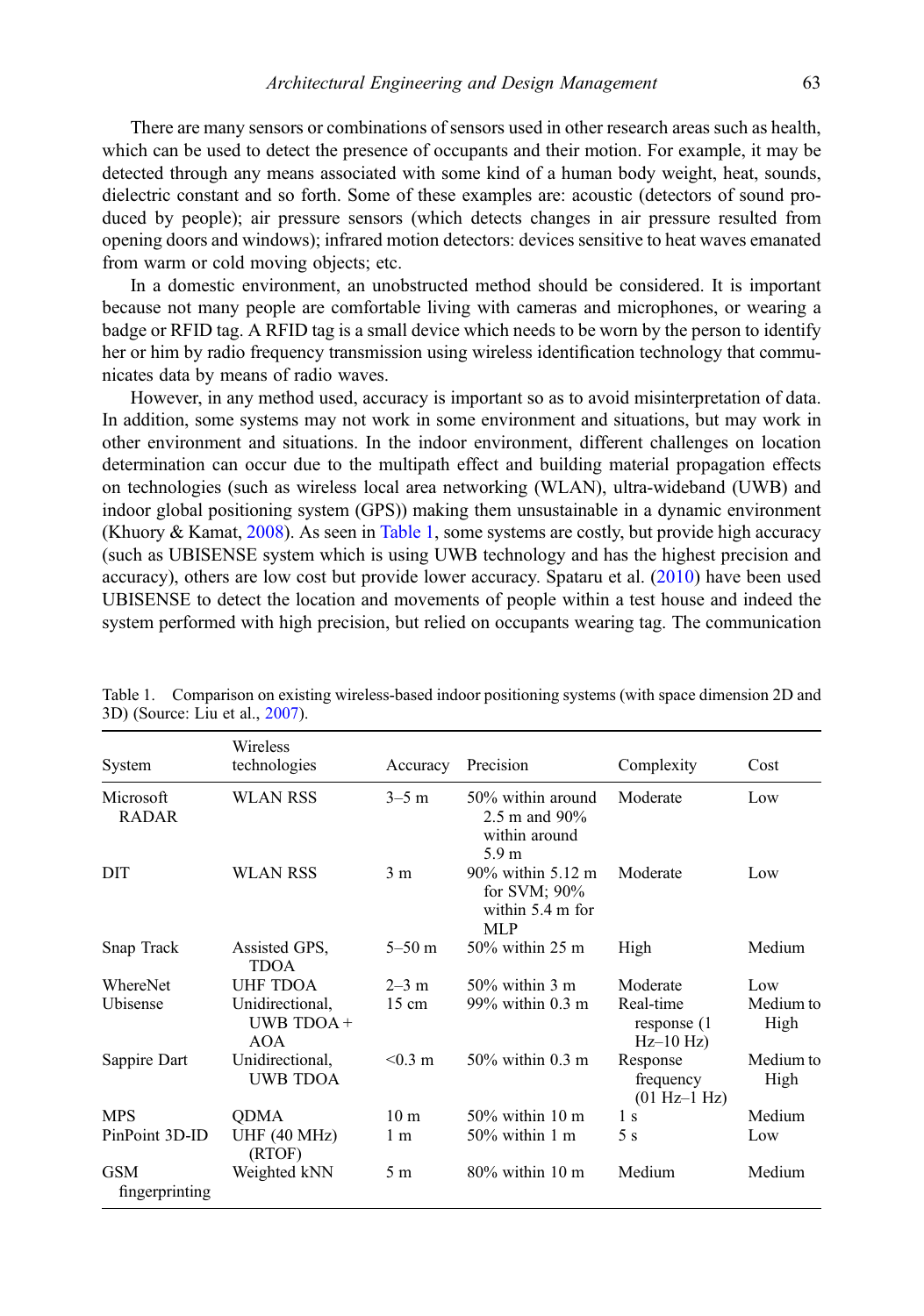There are many sensors or combinations of sensors used in other research areas such as health, which can be used to detect the presence of occupants and their motion. For example, it may be detected through any means associated with some kind of a human body weight, heat, sounds, dielectric constant and so forth. Some of these examples are: acoustic (detectors of sound produced by people); air pressure sensors (which detects changes in air pressure resulted from opening doors and windows); infrared motion detectors: devices sensitive to heat waves emanated from warm or cold moving objects; etc.

In a domestic environment, an unobstructed method should be considered. It is important because not many people are comfortable living with cameras and microphones, or wearing a badge or RFID tag. A RFID tag is a small device which needs to be worn by the person to identify her or him by radio frequency transmission using wireless identification technology that communicates data by means of radio waves.

However, in any method used, accuracy is important so as to avoid misinterpretation of data. In addition, some systems may not work in some environment and situations, but may work in other environment and situations. In the indoor environment, different challenges on location determination can occur due to the multipath effect and building material propagation effects on technologies (such as wireless local area networking (WLAN), ultra-wideband (UWB) and indoor global positioning system (GPS)) making them unsustainable in a dynamic environment (Khuory & Kamat, 2008). As seen in Table 1, some systems are costly, but provide high accuracy (such as UBISENSE system which is using UWB technology and has the highest precision and accuracy), others are low cost but provide lower accuracy. Spataru et al. (2010) have been used UBISENSE to detect the location and movements of people within a test house and indeed the system performed with high precision, but relied on occupants wearing tag. The communication

Table 1. Comparison on existing wireless-based indoor positioning systems (with space dimension 2D and 3D) (Source: Liu et al., 2007).

| System | Wireless technologies | Accuracy | Precision | Complexity | Cost |
|---|---|---|---|---|---|
| Microsoft RADAR | WLAN RSS | 3–5 m | 50% within around 2.5 m and 90% within around 5.9 m | Moderate | Low |
| DIT | WLAN RSS | 3 m | 90% within 5.12 m for SVM; 90% within 5.4 m for MLP | Moderate | Low |
| Snap Track | Assisted GPS, TDOA | 5–50 m | 50% within 25 m | High | Medium |
| WhereNet | UHF TDOA | 2–3 m | 50% within 3 m | Moderate | Low |
| Ubisense | Unidirectional, UWB TDOA + AOA | 15 cm | 99% within 0.3 m | Real-time response (1 Hz–10 Hz) | Medium to High |
| Sappire Dart | Unidirectional, UWB TDOA | <0.3 m | 50% within 0.3 m | Response frequency (01 Hz–1 Hz) | Medium to High |
| MPS | QDMA | 10 m | 50% within 10 m | 1 s | Medium |
| PinPoint 3D-ID | UHF (40 MHz) (RTOF) | 1 m | 50% within 1 m | 5 s | Low |
| GSM fingerprinting | Weighted kNN | 5 m | 80% within 10 m | Medium | Medium |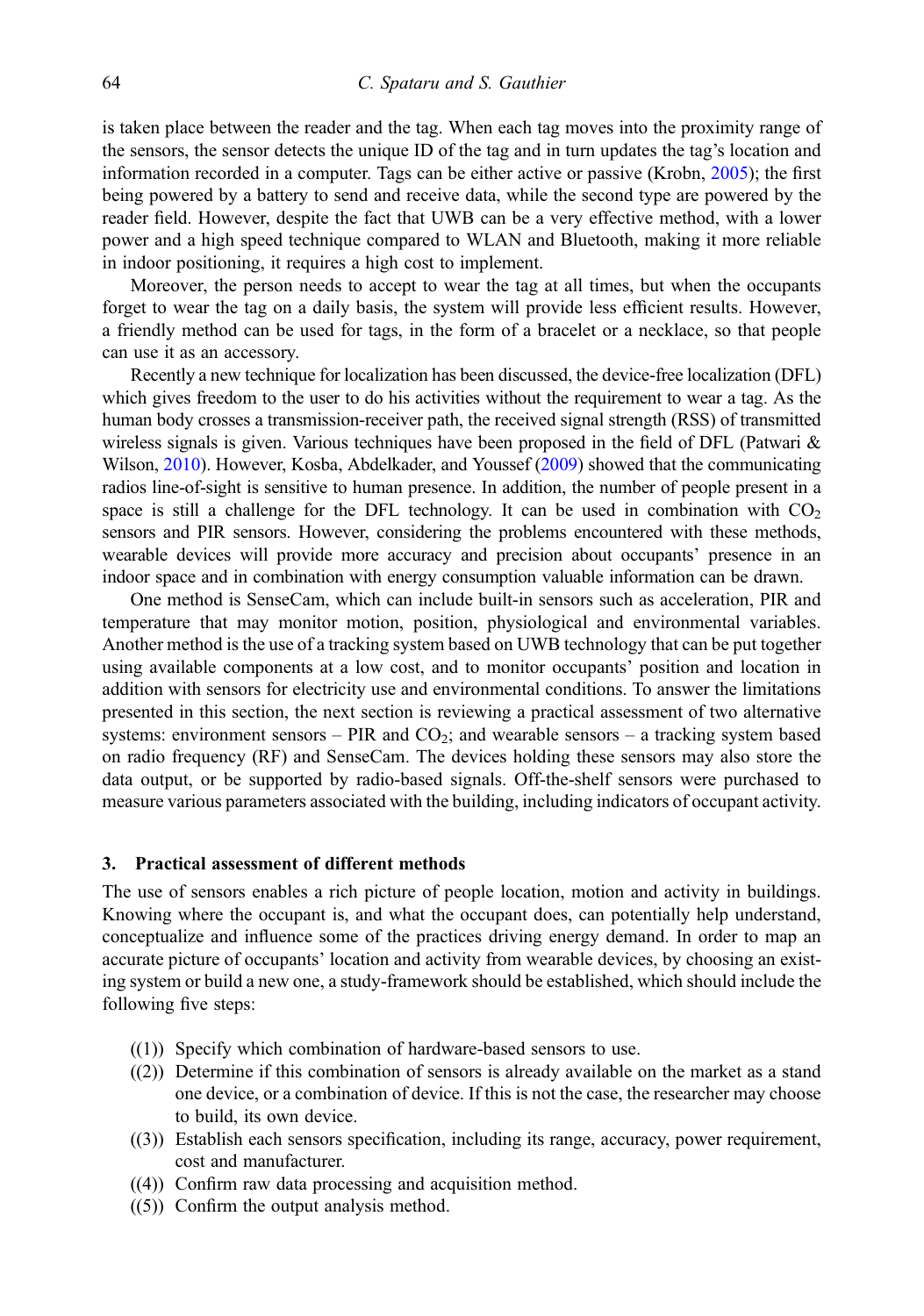is taken place between the reader and the tag. When each tag moves into the proximity range of the sensors, the sensor detects the unique ID of the tag and in turn updates the tag's location and information recorded in a computer. Tags can be either active or passive (Krobn, 2005); the first being powered by a battery to send and receive data, while the second type are powered by the reader field. However, despite the fact that UWB can be a very effective method, with a lower power and a high speed technique compared to WLAN and Bluetooth, making it more reliable in indoor positioning, it requires a high cost to implement.

Moreover, the person needs to accept to wear the tag at all times, but when the occupants forget to wear the tag on a daily basis, the system will provide less efficient results. However, a friendly method can be used for tags, in the form of a bracelet or a necklace, so that people can use it as an accessory.

Recently a new technique for localization has been discussed, the device-free localization (DFL) which gives freedom to the user to do his activities without the requirement to wear a tag. As the human body crosses a transmission-receiver path, the received signal strength (RSS) of transmitted wireless signals is given. Various techniques have been proposed in the field of DFL (Patwari & Wilson, 2010). However, Kosba, Abdelkader, and Youssef (2009) showed that the communicating radios line-of-sight is sensitive to human presence. In addition, the number of people present in a space is still a challenge for the DFL technology. It can be used in combination with $CO_2$ sensors and PIR sensors. However, considering the problems encountered with these methods, wearable devices will provide more accuracy and precision about occupants' presence in an indoor space and in combination with energy consumption valuable information can be drawn.

One method is SenseCam, which can include built-in sensors such as acceleration, PIR and temperature that may monitor motion, position, physiological and environmental variables. Another method is the use of a tracking system based on UWB technology that can be put together using available components at a low cost, and to monitor occupants' position and location in addition with sensors for electricity use and environmental conditions. To answer the limitations presented in this section, the next section is reviewing a practical assessment of two alternative systems: environment sensors – PIR and $CO_2$; and wearable sensors – a tracking system based on radio frequency (RF) and SenseCam. The devices holding these sensors may also store the data output, or be supported by radio-based signals. Off-the-shelf sensors were purchased to measure various parameters associated with the building, including indicators of occupant activity.

## 3. Practical assessment of different methods

The use of sensors enables a rich picture of people location, motion and activity in buildings. Knowing where the occupant is, and what the occupant does, can potentially help understand, conceptualize and influence some of the practices driving energy demand. In order to map an accurate picture of occupants' location and activity from wearable devices, by choosing an existing system or build a new one, a study-framework should be established, which should include the following five steps:

((1)) Specify which combination of hardware-based sensors to use.
((2)) Determine if this combination of sensors is already available on the market as a stand one device, or a combination of device. If this is not the case, the researcher may choose to build, its own device.
((3)) Establish each sensors specification, including its range, accuracy, power requirement, cost and manufacturer.
((4)) Confirm raw data processing and acquisition method.
((5)) Confirm the output analysis method.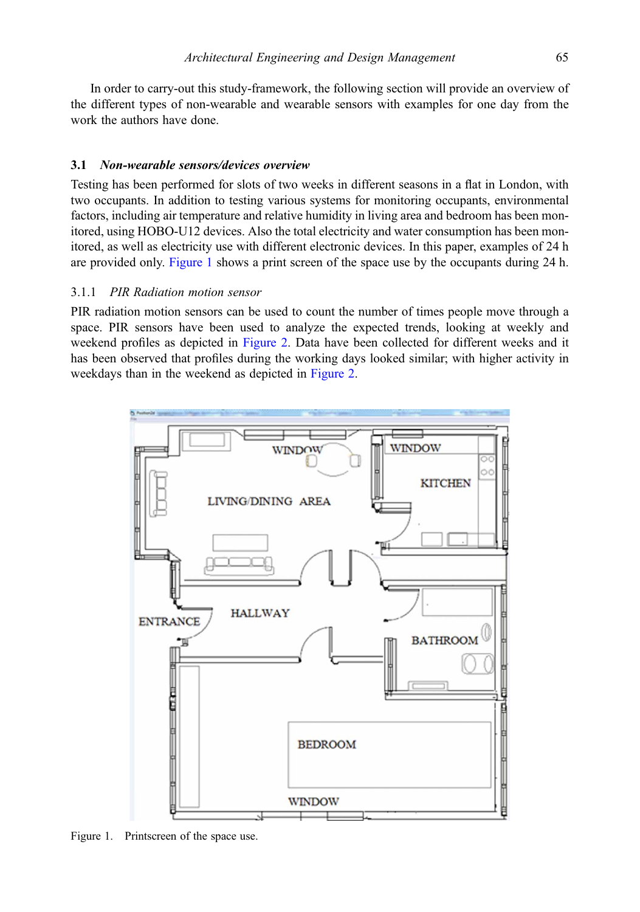In order to carry-out this study-framework, the following section will provide an overview of the different types of non-wearable and wearable sensors with examples for one day from the work the authors have done.

### 3.1 *Non-wearable sensors/devices overview*

Testing has been performed for slots of two weeks in different seasons in a flat in London, with two occupants. In addition to testing various systems for monitoring occupants, environmental factors, including air temperature and relative humidity in living area and bedroom has been monitored, using HOBO-U12 devices. Also the total electricity and water consumption has been monitored, as well as electricity use with different electronic devices. In this paper, examples of 24 h are provided only. Figure 1 shows a print screen of the space use by the occupants during 24 h.

#### 3.1.1 *PIR Radiation motion sensor*

PIR radiation motion sensors can be used to count the number of times people move through a space. PIR sensors have been used to analyze the expected trends, looking at weekly and weekend profiles as depicted in Figure 2. Data have been collected for different weeks and it has been observed that profiles during the working days looked similar; with higher activity in weekdays than in the weekend as depicted in Figure 2.

Figure 1. Printscreen of the space use.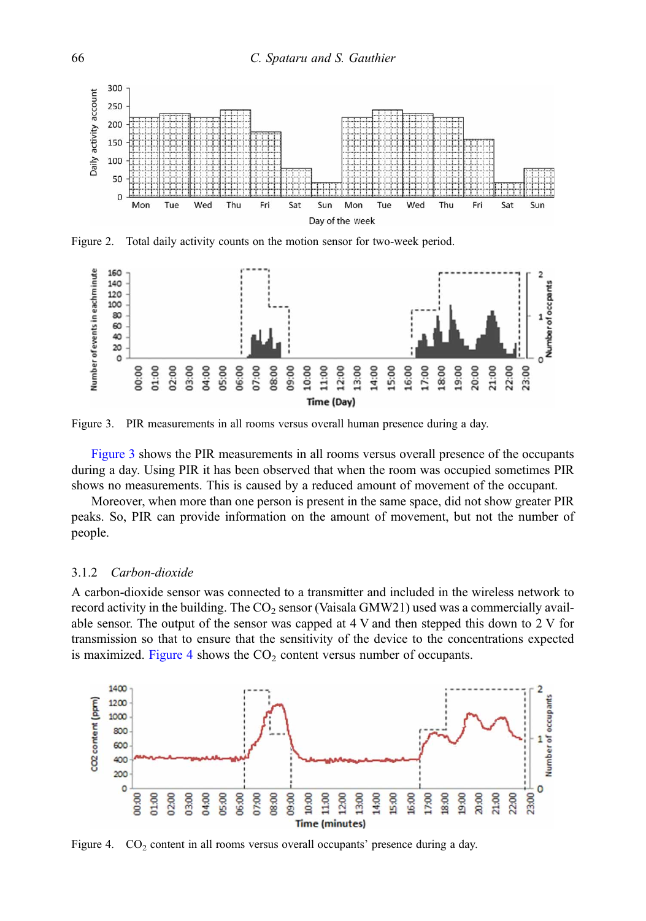Figure 2. Total daily activity counts on the motion sensor for two-week period.

Figure 3. PIR measurements in all rooms versus overall human presence during a day.

Figure 3 shows the PIR measurements in all rooms versus overall presence of the occupants during a day. Using PIR it has been observed that when the room was occupied sometimes PIR shows no measurements. This is caused by a reduced amount of movement of the occupant.

Moreover, when more than one person is present in the same space, did not show greater PIR peaks. So, PIR can provide information on the amount of movement, but not the number of people.

### 3.1.2 *Carbon-dioxide*

A carbon-dioxide sensor was connected to a transmitter and included in the wireless network to record activity in the building. The $CO_2$ sensor (Vaisala GMW21) used was a commercially available sensor. The output of the sensor was capped at 4 V and then stepped this down to 2 V for transmission so that to ensure that the sensitivity of the device to the concentrations expected is maximized. Figure 4 shows the $CO_2$ content versus number of occupants.

Figure 4. $CO_2$ content in all rooms versus overall occupants' presence during a day.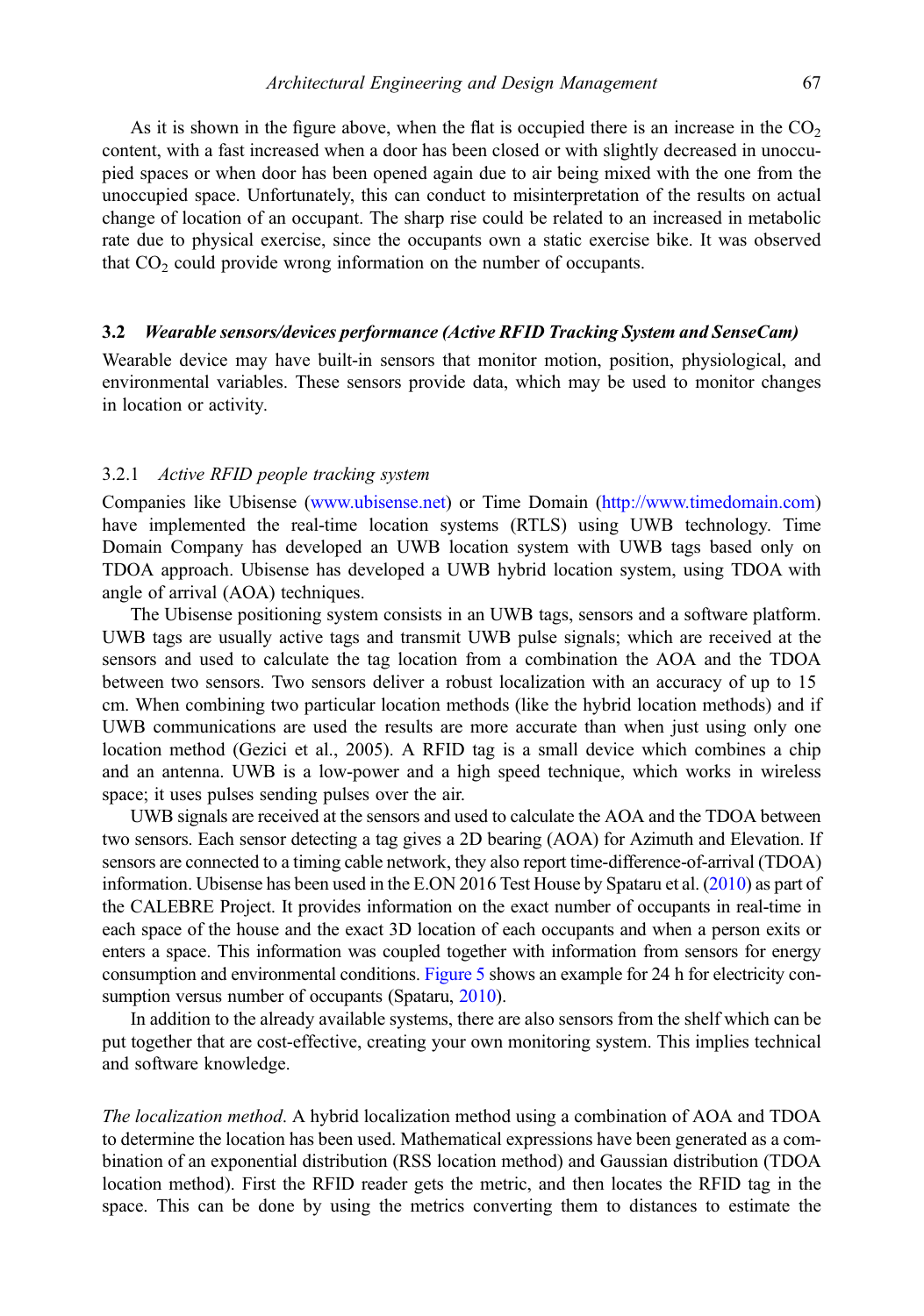As it is shown in the figure above, when the flat is occupied there is an increase in the $CO_2$ content, with a fast increased when a door has been closed or with slightly decreased in unoccupied spaces or when door has been opened again due to air being mixed with the one from the unoccupied space. Unfortunately, this can conduct to misinterpretation of the results on actual change of location of an occupant. The sharp rise could be related to an increased in metabolic rate due to physical exercise, since the occupants own a static exercise bike. It was observed that $CO_2$ could provide wrong information on the number of occupants.

### 3.2 *Wearable sensors/devices performance (Active RFID Tracking System and SenseCam)*

Wearable device may have built-in sensors that monitor motion, position, physiological, and environmental variables. These sensors provide data, which may be used to monitor changes in location or activity.

#### 3.2.1 *Active RFID people tracking system*

Companies like Ubisense (www.ubisense.net) or Time Domain (http://www.timedomain.com) have implemented the real-time location systems (RTLS) using UWB technology. Time Domain Company has developed an UWB location system with UWB tags based only on TDOA approach. Ubisense has developed a UWB hybrid location system, using TDOA with angle of arrival (AOA) techniques.

The Ubisense positioning system consists in an UWB tags, sensors and a software platform. UWB tags are usually active tags and transmit UWB pulse signals; which are received at the sensors and used to calculate the tag location from a combination the AOA and the TDOA between two sensors. Two sensors deliver a robust localization with an accuracy of up to 15 cm. When combining two particular location methods (like the hybrid location methods) and if UWB communications are used the results are more accurate than when just using only one location method (Gezici et al., 2005). A RFID tag is a small device which combines a chip and an antenna. UWB is a low-power and a high speed technique, which works in wireless space; it uses pulses sending pulses over the air.

UWB signals are received at the sensors and used to calculate the AOA and the TDOA between two sensors. Each sensor detecting a tag gives a 2D bearing (AOA) for Azimuth and Elevation. If sensors are connected to a timing cable network, they also report time-difference-of-arrival (TDOA) information. Ubisense has been used in the E.ON 2016 Test House by Spataru et al. (2010) as part of the CALEBRE Project. It provides information on the exact number of occupants in real-time in each space of the house and the exact 3D location of each occupants and when a person exits or enters a space. This information was coupled together with information from sensors for energy consumption and environmental conditions. Figure 5 shows an example for 24 h for electricity consumption versus number of occupants (Spataru, 2010).

In addition to the already available systems, there are also sensors from the shelf which can be put together that are cost-effective, creating your own monitoring system. This implies technical and software knowledge.

*The localization method*. A hybrid localization method using a combination of AOA and TDOA to determine the location has been used. Mathematical expressions have been generated as a combination of an exponential distribution (RSS location method) and Gaussian distribution (TDOA location method). First the RFID reader gets the metric, and then locates the RFID tag in the space. This can be done by using the metrics converting them to distances to estimate the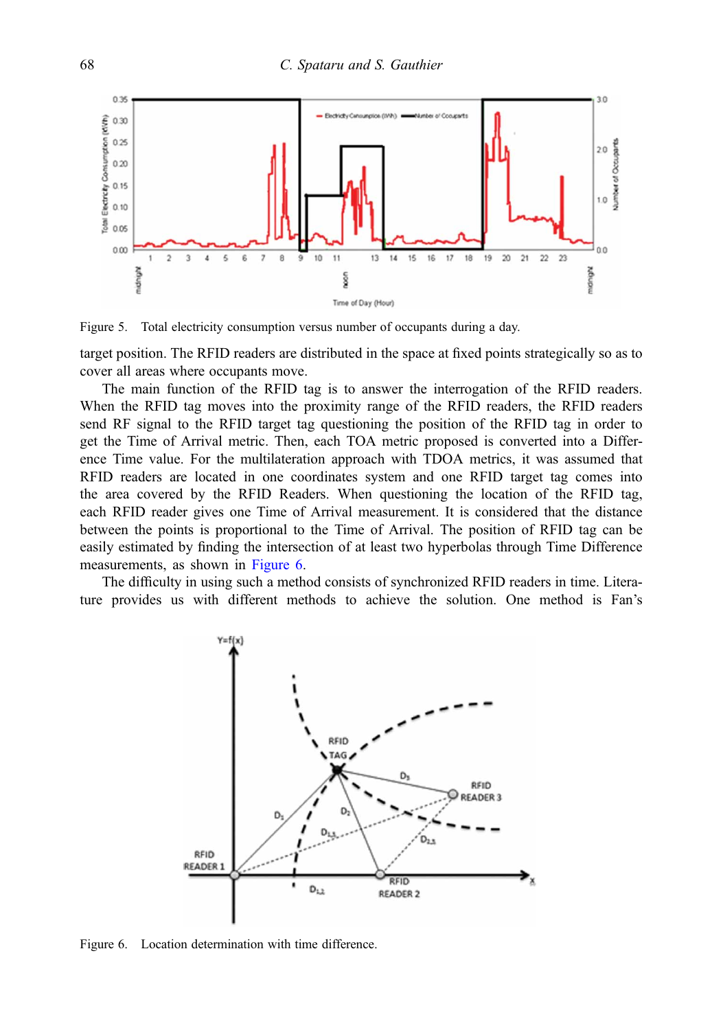Figure 5. Total electricity consumption versus number of occupants during a day.

target position. The RFID readers are distributed in the space at fixed points strategically so as to cover all areas where occupants move.

The main function of the RFID tag is to answer the interrogation of the RFID readers. When the RFID tag moves into the proximity range of the RFID readers, the RFID readers send RF signal to the RFID target tag questioning the position of the RFID tag in order to get the Time of Arrival metric. Then, each TOA metric proposed is converted into a Difference Time value. For the multilateration approach with TDOA metrics, it was assumed that RFID readers are located in one coordinates system and one RFID target tag comes into the area covered by the RFID Readers. When questioning the location of the RFID tag, each RFID reader gives one Time of Arrival measurement. It is considered that the distance between the points is proportional to the Time of Arrival. The position of RFID tag can be easily estimated by finding the intersection of at least two hyperbolas through Time Difference measurements, as shown in Figure 6.

The difficulty in using such a method consists of synchronized RFID readers in time. Literature provides us with different methods to achieve the solution. One method is Fan's

Figure 6. Location determination with time difference.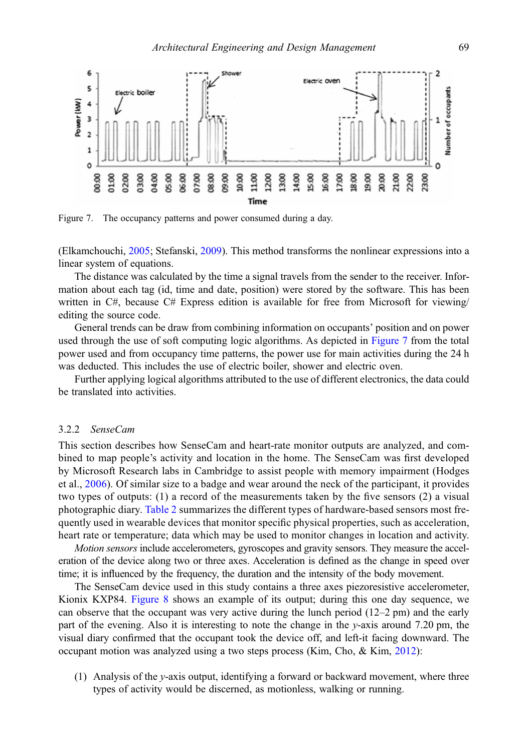Figure 7. The occupancy patterns and power consumed during a day.

(Elkamchouchi, 2005; Stefanski, 2009). This method transforms the nonlinear expressions into a linear system of equations.

The distance was calculated by the time a signal travels from the sender to the receiver. Information about each tag (id, time and date, position) were stored by the software. This has been written in C#, because C# Express edition is available for free from Microsoft for viewing/editing the source code.

General trends can be draw from combining information on occupants' position and on power used through the use of soft computing logic algorithms. As depicted in Figure 7 from the total power used and from occupancy time patterns, the power use for main activities during the 24 h was deducted. This includes the use of electric boiler, shower and electric oven.

Further applying logical algorithms attributed to the use of different electronics, the data could be translated into activities.

### 3.2.2 *SenseCam*

This section describes how SenseCam and heart-rate monitor outputs are analyzed, and combined to map people's activity and location in the home. The SenseCam was first developed by Microsoft Research labs in Cambridge to assist people with memory impairment (Hodges et al., 2006). Of similar size to a badge and wear around the neck of the participant, it provides two types of outputs: (1) a record of the measurements taken by the five sensors (2) a visual photographic diary. Table 2 summarizes the different types of hardware-based sensors most frequently used in wearable devices that monitor specific physical properties, such as acceleration, heart rate or temperature; data which may be used to monitor changes in location and activity.

*Motion sensors* include accelerometers, gyroscopes and gravity sensors. They measure the acceleration of the device along two or three axes. Acceleration is defined as the change in speed over time; it is influenced by the frequency, the duration and the intensity of the body movement.

The SenseCam device used in this study contains a three axes piezoresistive accelerometer, Kionix KXP84. Figure 8 shows an example of its output; during this one day sequence, we can observe that the occupant was very active during the lunch period (12–2 pm) and the early part of the evening. Also it is interesting to note the change in the $y$-axis around 7.20 pm, the visual diary confirmed that the occupant took the device off, and left-it facing downward. The occupant motion was analyzed using a two steps process (Kim, Cho, & Kim, 2012):

(1) Analysis of the $y$-axis output, identifying a forward or backward movement, where three types of activity would be discerned, as motionless, walking or running.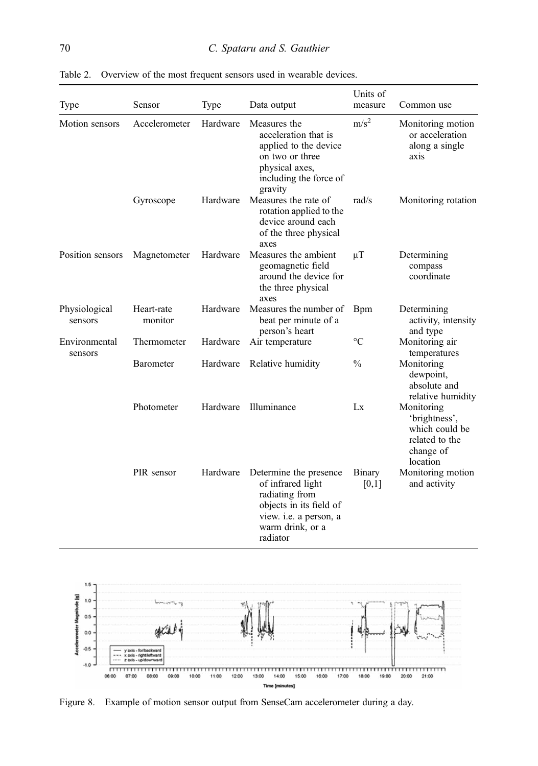Table 2. Overview of the most frequent sensors used in wearable devices.

| Type | Sensor | Type | Data output | Units of measure | Common use |
|---|---|---|---|---|---|
| Motion sensors | Accelerometer | Hardware | Measures the acceleration that is applied to the device on two or three physical axes, including the force of gravity | $m/s^2$ | Monitoring motion or acceleration along a single axis |
| | Gyroscope | Hardware | Measures the rate of rotation applied to the device around each of the three physical axes | rad/s | Monitoring rotation |
| Position sensors | Magnetometer | Hardware | Measures the ambient geomagnetic field around the device for the three physical axes | μT | Determining compass coordinate |
| Physiological sensors | Heart-rate monitor | Hardware | Measures the number of beat per minute of a person's heart | Bpm | Determining activity, intensity and type |
| Environmental sensors | Thermometer | Hardware | Air temperature | °C | Monitoring air temperatures |
| | Barometer | Hardware | Relative humidity | % | Monitoring dewpoint, absolute and relative humidity |
| | Photometer | Hardware | Illuminance | Lx | Monitoring 'brightness', which could be related to the change of location |
| | PIR sensor | Hardware | Determine the presence of infrared light radiating from objects in its field of view. i.e. a person, a warm drink, or a radiator | Binary [0,1] | Monitoring motion and activity |

Figure 8. Example of motion sensor output from SenseCam accelerometer during a day.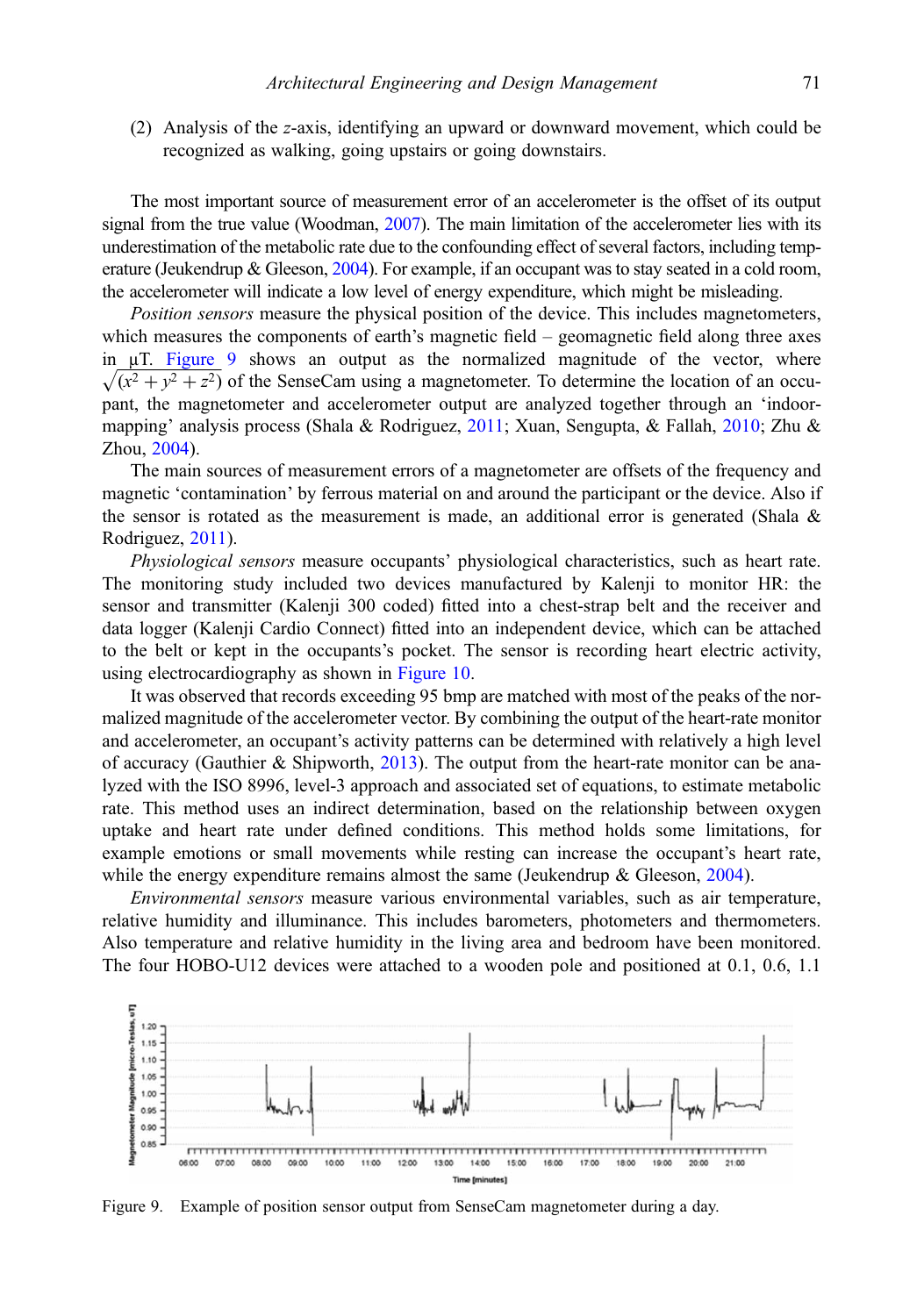(2) Analysis of the *z*-axis, identifying an upward or downward movement, which could be recognized as walking, going upstairs or going downstairs.

The most important source of measurement error of an accelerometer is the offset of its output signal from the true value (Woodman, 2007). The main limitation of the accelerometer lies with its underestimation of the metabolic rate due to the confounding effect of several factors, including temperature (Jeukendrup & Gleeson, 2004). For example, if an occupant was to stay seated in a cold room, the accelerometer will indicate a low level of energy expenditure, which might be misleading.

*Position sensors* measure the physical position of the device. This includes magnetometers, which measures the components of earth's magnetic field – geomagnetic field along three axes in μT. Figure 9 shows an output as the normalized magnitude of the vector, where $\sqrt{(x^2 + y^2 + z^2)}$ of the SenseCam using a magnetometer. To determine the location of an occupant, the magnetometer and accelerometer output are analyzed together through an 'indoor-mapping' analysis process (Shala & Rodriguez, 2011; Xuan, Sengupta, & Fallah, 2010; Zhu & Zhou, 2004).

The main sources of measurement errors of a magnetometer are offsets of the frequency and magnetic 'contamination' by ferrous material on and around the participant or the device. Also if the sensor is rotated as the measurement is made, an additional error is generated (Shala & Rodriguez, 2011).

*Physiological sensors* measure occupants' physiological characteristics, such as heart rate. The monitoring study included two devices manufactured by Kalenji to monitor HR: the sensor and transmitter (Kalenji 300 coded) fitted into a chest-strap belt and the receiver and data logger (Kalenji Cardio Connect) fitted into an independent device, which can be attached to the belt or kept in the occupants's pocket. The sensor is recording heart electric activity, using electrocardiography as shown in Figure 10.

It was observed that records exceeding 95 bmp are matched with most of the peaks of the normalized magnitude of the accelerometer vector. By combining the output of the heart-rate monitor and accelerometer, an occupant's activity patterns can be determined with relatively a high level of accuracy (Gauthier & Shipworth, 2013). The output from the heart-rate monitor can be analyzed with the ISO 8996, level-3 approach and associated set of equations, to estimate metabolic rate. This method uses an indirect determination, based on the relationship between oxygen uptake and heart rate under defined conditions. This method holds some limitations, for example emotions or small movements while resting can increase the occupant's heart rate, while the energy expenditure remains almost the same (Jeukendrup & Gleeson, 2004).

*Environmental sensors* measure various environmental variables, such as air temperature, relative humidity and illuminance. This includes barometers, photometers and thermometers. Also temperature and relative humidity in the living area and bedroom have been monitored. The four HOBO-U12 devices were attached to a wooden pole and positioned at 0.1, 0.6, 1.1

Figure 9. Example of position sensor output from SenseCam magnetometer during a day.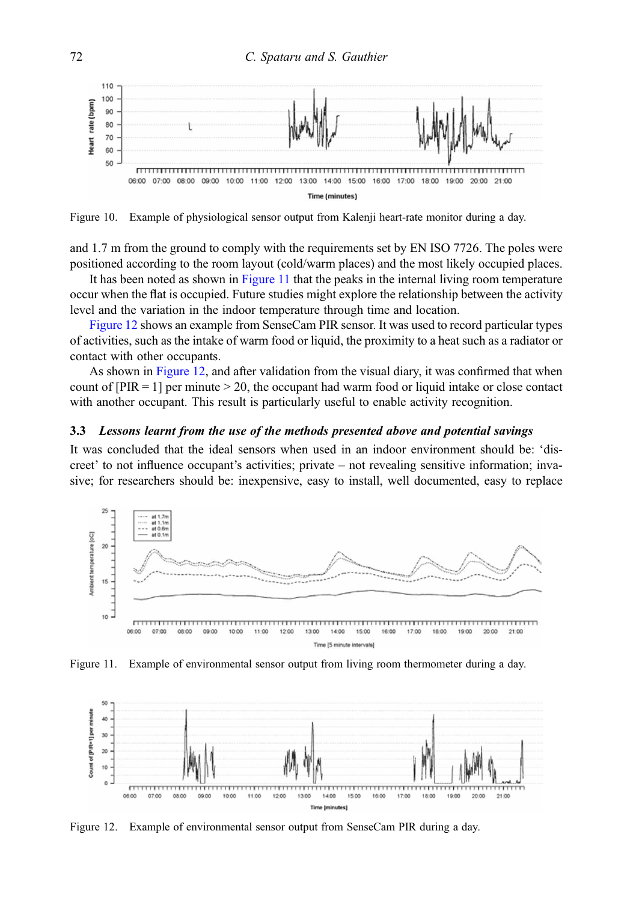Figure 10. Example of physiological sensor output from Kalenji heart-rate monitor during a day.

and 1.7 m from the ground to comply with the requirements set by EN ISO 7726. The poles were positioned according to the room layout (cold/warm places) and the most likely occupied places.

It has been noted as shown in Figure 11 that the peaks in the internal living room temperature occur when the flat is occupied. Future studies might explore the relationship between the activity level and the variation in the indoor temperature through time and location.

Figure 12 shows an example from SenseCam PIR sensor. It was used to record particular types of activities, such as the intake of warm food or liquid, the proximity to a heat such as a radiator or contact with other occupants.

As shown in Figure 12, and after validation from the visual diary, it was confirmed that when count of [PIR = 1] per minute > 20, the occupant had warm food or liquid intake or close contact with another occupant. This result is particularly useful to enable activity recognition.

### 3.3 *Lessons learnt from the use of the methods presented above and potential savings*

It was concluded that the ideal sensors when used in an indoor environment should be: 'discreet' to not influence occupant's activities; private – not revealing sensitive information; invasive; for researchers should be: inexpensive, easy to install, well documented, easy to replace

Figure 11. Example of environmental sensor output from living room thermometer during a day.

Figure 12. Example of environmental sensor output from SenseCam PIR during a day.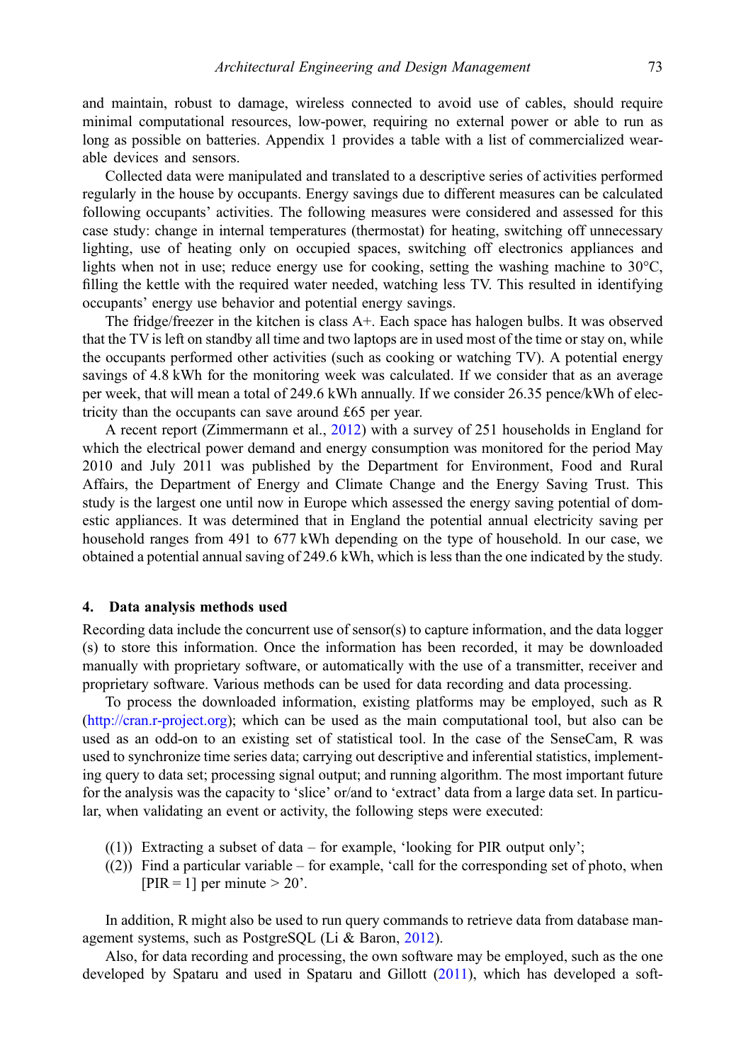and maintain, robust to damage, wireless connected to avoid use of cables, should require minimal computational resources, low-power, requiring no external power or able to run as long as possible on batteries. Appendix 1 provides a table with a list of commercialized wearable devices and sensors.

Collected data were manipulated and translated to a descriptive series of activities performed regularly in the house by occupants. Energy savings due to different measures can be calculated following occupants' activities. The following measures were considered and assessed for this case study: change in internal temperatures (thermostat) for heating, switching off unnecessary lighting, use of heating only on occupied spaces, switching off electronics appliances and lights when not in use; reduce energy use for cooking, setting the washing machine to 30°C, filling the kettle with the required water needed, watching less TV. This resulted in identifying occupants' energy use behavior and potential energy savings.

The fridge/freezer in the kitchen is class A+. Each space has halogen bulbs. It was observed that the TV is left on standby all time and two laptops are in used most of the time or stay on, while the occupants performed other activities (such as cooking or watching TV). A potential energy savings of 4.8 kWh for the monitoring week was calculated. If we consider that as an average per week, that will mean a total of 249.6 kWh annually. If we consider 26.35 pence/kWh of electricity than the occupants can save around £65 per year.

A recent report (Zimmermann et al., 2012) with a survey of 251 households in England for which the electrical power demand and energy consumption was monitored for the period May 2010 and July 2011 was published by the Department for Environment, Food and Rural Affairs, the Department of Energy and Climate Change and the Energy Saving Trust. This study is the largest one until now in Europe which assessed the energy saving potential of domestic appliances. It was determined that in England the potential annual electricity saving per household ranges from 491 to 677 kWh depending on the type of household. In our case, we obtained a potential annual saving of 249.6 kWh, which is less than the one indicated by the study.

## 4. Data analysis methods used

Recording data include the concurrent use of sensor(s) to capture information, and the data logger (s) to store this information. Once the information has been recorded, it may be downloaded manually with proprietary software, or automatically with the use of a transmitter, receiver and proprietary software. Various methods can be used for data recording and data processing.

To process the downloaded information, existing platforms may be employed, such as R (http://cran.r-project.org); which can be used as the main computational tool, but also can be used as an odd-on to an existing set of statistical tool. In the case of the SenseCam, R was used to synchronize time series data; carrying out descriptive and inferential statistics, implementing query to data set; processing signal output; and running algorithm. The most important future for the analysis was the capacity to 'slice' or/and to 'extract' data from a large data set. In particular, when validating an event or activity, the following steps were executed:

((1)) Extracting a subset of data – for example, 'looking for PIR output only';
((2)) Find a particular variable – for example, 'call for the corresponding set of photo, when [PIR = 1] per minute > 20'.

In addition, R might also be used to run query commands to retrieve data from database management systems, such as PostgreSQL (Li & Baron, 2012).

Also, for data recording and processing, the own software may be employed, such as the one developed by Spataru and used in Spataru and Gillott (2011), which has developed a soft-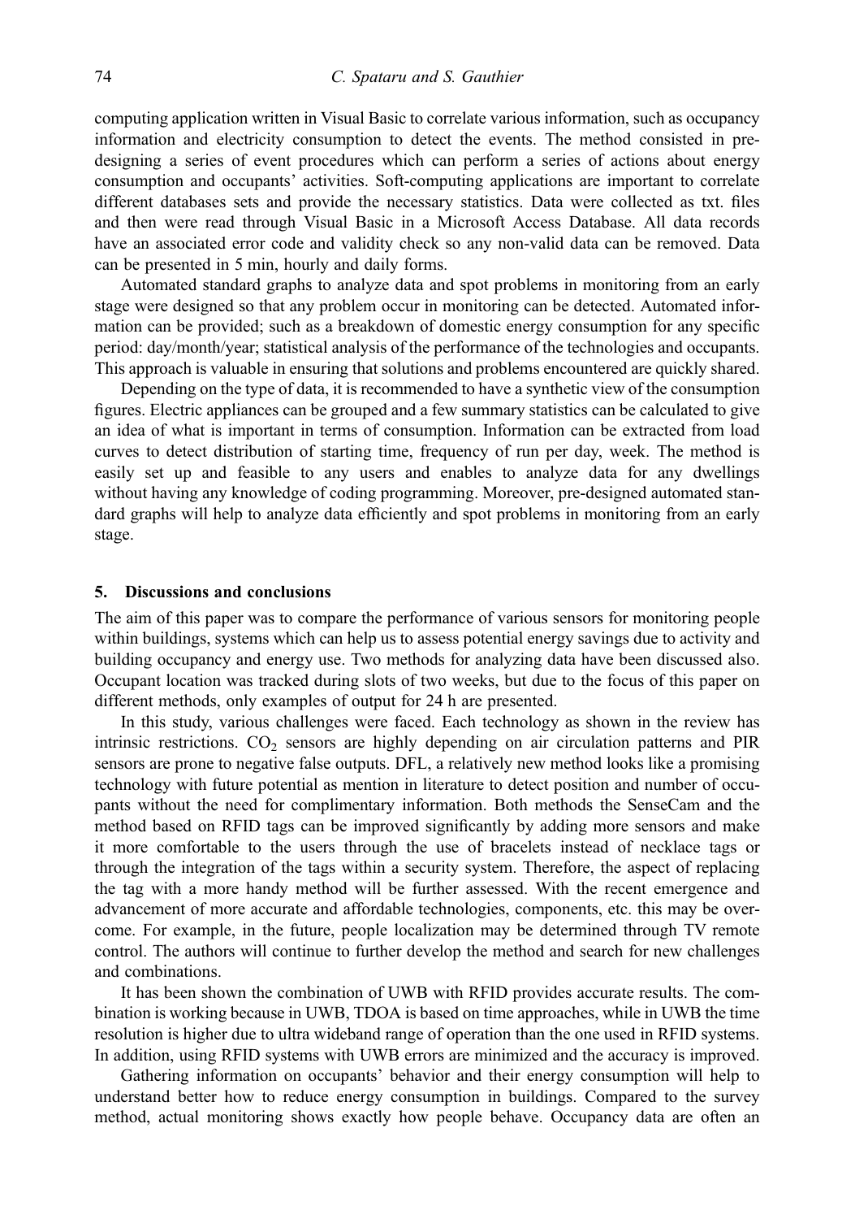computing application written in Visual Basic to correlate various information, such as occupancy information and electricity consumption to detect the events. The method consisted in pre-designing a series of event procedures which can perform a series of actions about energy consumption and occupants' activities. Soft-computing applications are important to correlate different databases sets and provide the necessary statistics. Data were collected as txt. files and then were read through Visual Basic in a Microsoft Access Database. All data records have an associated error code and validity check so any non-valid data can be removed. Data can be presented in 5 min, hourly and daily forms.

Automated standard graphs to analyze data and spot problems in monitoring from an early stage were designed so that any problem occur in monitoring can be detected. Automated information can be provided; such as a breakdown of domestic energy consumption for any specific period: day/month/year; statistical analysis of the performance of the technologies and occupants. This approach is valuable in ensuring that solutions and problems encountered are quickly shared.

Depending on the type of data, it is recommended to have a synthetic view of the consumption figures. Electric appliances can be grouped and a few summary statistics can be calculated to give an idea of what is important in terms of consumption. Information can be extracted from load curves to detect distribution of starting time, frequency of run per day, week. The method is easily set up and feasible to any users and enables to analyze data for any dwellings without having any knowledge of coding programming. Moreover, pre-designed automated standard graphs will help to analyze data efficiently and spot problems in monitoring from an early stage.

## 5. Discussions and conclusions

The aim of this paper was to compare the performance of various sensors for monitoring people within buildings, systems which can help us to assess potential energy savings due to activity and building occupancy and energy use. Two methods for analyzing data have been discussed also. Occupant location was tracked during slots of two weeks, but due to the focus of this paper on different methods, only examples of output for 24 h are presented.

In this study, various challenges were faced. Each technology as shown in the review has intrinsic restrictions. $CO_2$ sensors are highly depending on air circulation patterns and PIR sensors are prone to negative false outputs. DFL, a relatively new method looks like a promising technology with future potential as mention in literature to detect position and number of occupants without the need for complimentary information. Both methods the SenseCam and the method based on RFID tags can be improved significantly by adding more sensors and make it more comfortable to the users through the use of bracelets instead of necklace tags or through the integration of the tags within a security system. Therefore, the aspect of replacing the tag with a more handy method will be further assessed. With the recent emergence and advancement of more accurate and affordable technologies, components, etc. this may be overcome. For example, in the future, people localization may be determined through TV remote control. The authors will continue to further develop the method and search for new challenges and combinations.

It has been shown the combination of UWB with RFID provides accurate results. The combination is working because in UWB, TDOA is based on time approaches, while in UWB the time resolution is higher due to ultra wideband range of operation than the one used in RFID systems. In addition, using RFID systems with UWB errors are minimized and the accuracy is improved.

Gathering information on occupants' behavior and their energy consumption will help to understand better how to reduce energy consumption in buildings. Compared to the survey method, actual monitoring shows exactly how people behave. Occupancy data are often an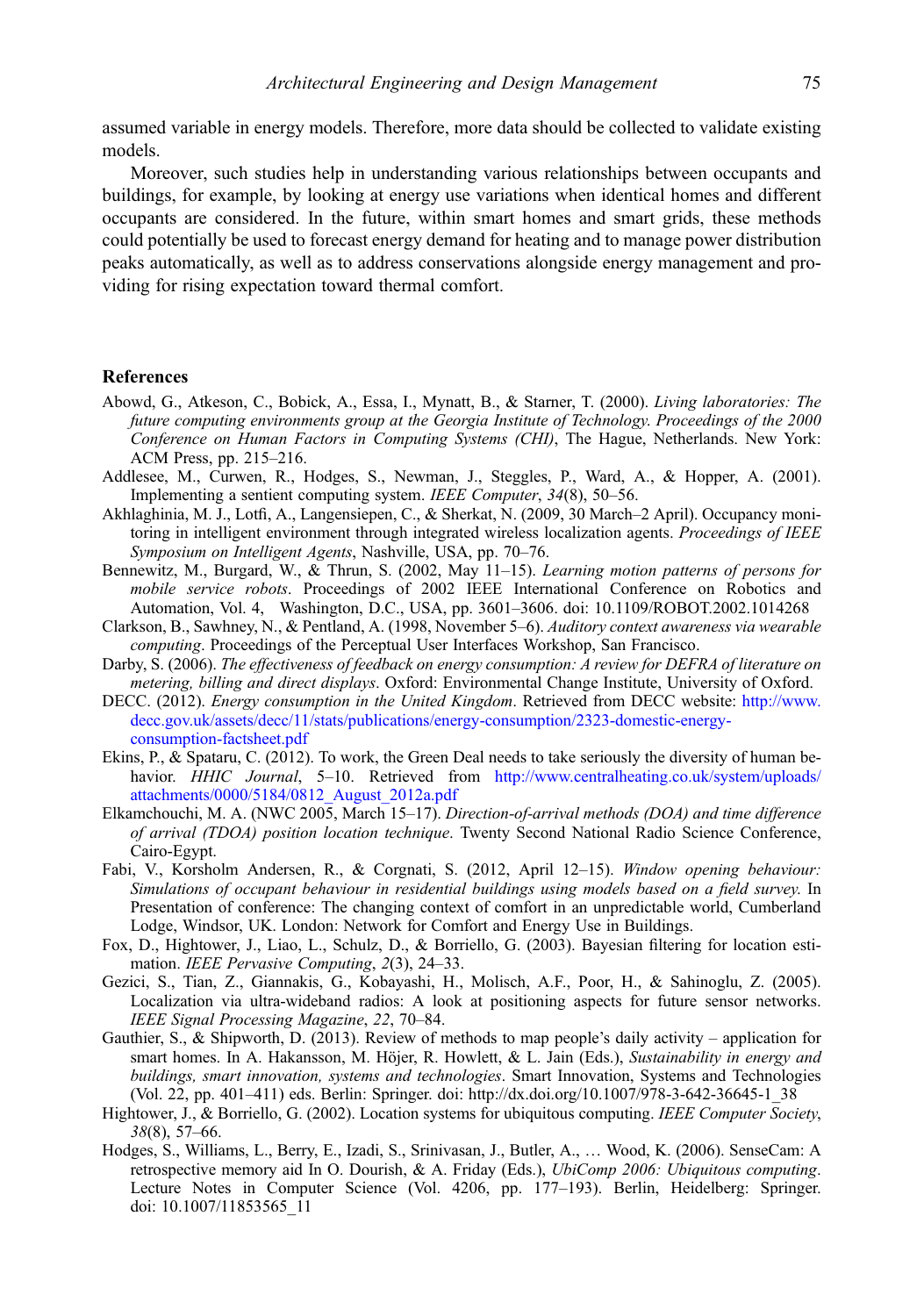assumed variable in energy models. Therefore, more data should be collected to validate existing models.

Moreover, such studies help in understanding various relationships between occupants and buildings, for example, by looking at energy use variations when identical homes and different occupants are considered. In the future, within smart homes and smart grids, these methods could potentially be used to forecast energy demand for heating and to manage power distribution peaks automatically, as well as to address conservations alongside energy management and providing for rising expectation toward thermal comfort.

## References

Abowd, G., Atkeson, C., Bobick, A., Essa, I., Mynatt, B., & Starner, T. (2000). *Living laboratories: The future computing environments group at the Georgia Institute of Technology. Proceedings of the 2000 Conference on Human Factors in Computing Systems (CHI)*, The Hague, Netherlands. New York: ACM Press, pp. 215–216.

Addlesee, M., Curwen, R., Hodges, S., Newman, J., Steggles, P., Ward, A., & Hopper, A. (2001). Implementing a sentient computing system. *IEEE Computer*, *34*(8), 50–56.

Akhlaghinia, M. J., Lotfi, A., Langensiepen, C., & Sherkat, N. (2009, 30 March–2 April). Occupancy monitoring in intelligent environment through integrated wireless localization agents. *Proceedings of IEEE Symposium on Intelligent Agents*, Nashville, USA, pp. 70–76.

Bennewitz, M., Burgard, W., & Thrun, S. (2002, May 11–15). *Learning motion patterns of persons for mobile service robots*. Proceedings of 2002 IEEE International Conference on Robotics and Automation, Vol. 4, Washington, D.C., USA, pp. 3601–3606. doi: 10.1109/ROBOT.2002.1014268

Clarkson, B., Sawhney, N., & Pentland, A. (1998, November 5–6). *Auditory context awareness via wearable computing*. Proceedings of the Perceptual User Interfaces Workshop, San Francisco.

Darby, S. (2006). *The effectiveness of feedback on energy consumption: A review for DEFRA of literature on metering, billing and direct displays*. Oxford: Environmental Change Institute, University of Oxford.

DECC. (2012). *Energy consumption in the United Kingdom*. Retrieved from DECC website: http://www.decc.gov.uk/assets/decc/11/stats/publications/energy-consumption/2323-domestic-energy-consumption-factsheet.pdf

Ekins, P., & Spataru, C. (2012). To work, the Green Deal needs to take seriously the diversity of human behavior. *HHIC Journal*, 5–10. Retrieved from http://www.centralheating.co.uk/system/uploads/attachments/0000/5184/0812_August_2012a.pdf

Elkamchouchi, M. A. (NWC 2005, March 15–17). *Direction-of-arrival methods (DOA) and time difference of arrival (TDOA) position location technique*. Twenty Second National Radio Science Conference, Cairo-Egypt.

Fabi, V., Korsholm Andersen, R., & Corgnati, S. (2012, April 12–15). *Window opening behaviour: Simulations of occupant behaviour in residential buildings using models based on a field survey*. In Presentation of conference: The changing context of comfort in an unpredictable world, Cumberland Lodge, Windsor, UK. London: Network for Comfort and Energy Use in Buildings.

Fox, D., Hightower, J., Liao, L., Schulz, D., & Borriello, G. (2003). Bayesian filtering for location estimation. *IEEE Pervasive Computing*, *2*(3), 24–33.

Gezici, S., Tian, Z., Giannakis, G., Kobayashi, H., Molisch, A.F., Poor, H., & Sahinoglu, Z. (2005). Localization via ultra-wideband radios: A look at positioning aspects for future sensor networks. *IEEE Signal Processing Magazine*, *22*, 70–84.

Gauthier, S., & Shipworth, D. (2013). Review of methods to map people's daily activity – application for smart homes. In A. Hakansson, M. Höjer, R. Howlett, & L. Jain (Eds.), *Sustainability in energy and buildings, smart innovation, systems and technologies*. Smart Innovation, Systems and Technologies (Vol. 22, pp. 401–411) eds. Berlin: Springer. doi: http://dx.doi.org/10.1007/978-3-642-36645-1_38

Hightower, J., & Borriello, G. (2002). Location systems for ubiquitous computing. *IEEE Computer Society*, *38*(8), 57–66.

Hodges, S., Williams, L., Berry, E., Izadi, S., Srinivasan, J., Butler, A., … Wood, K. (2006). SenseCam: A retrospective memory aid In O. Dourish, & A. Friday (Eds.), *UbiComp 2006: Ubiquitous computing*. Lecture Notes in Computer Science (Vol. 4206, pp. 177–193). Berlin, Heidelberg: Springer. doi: 10.1007/11853565_11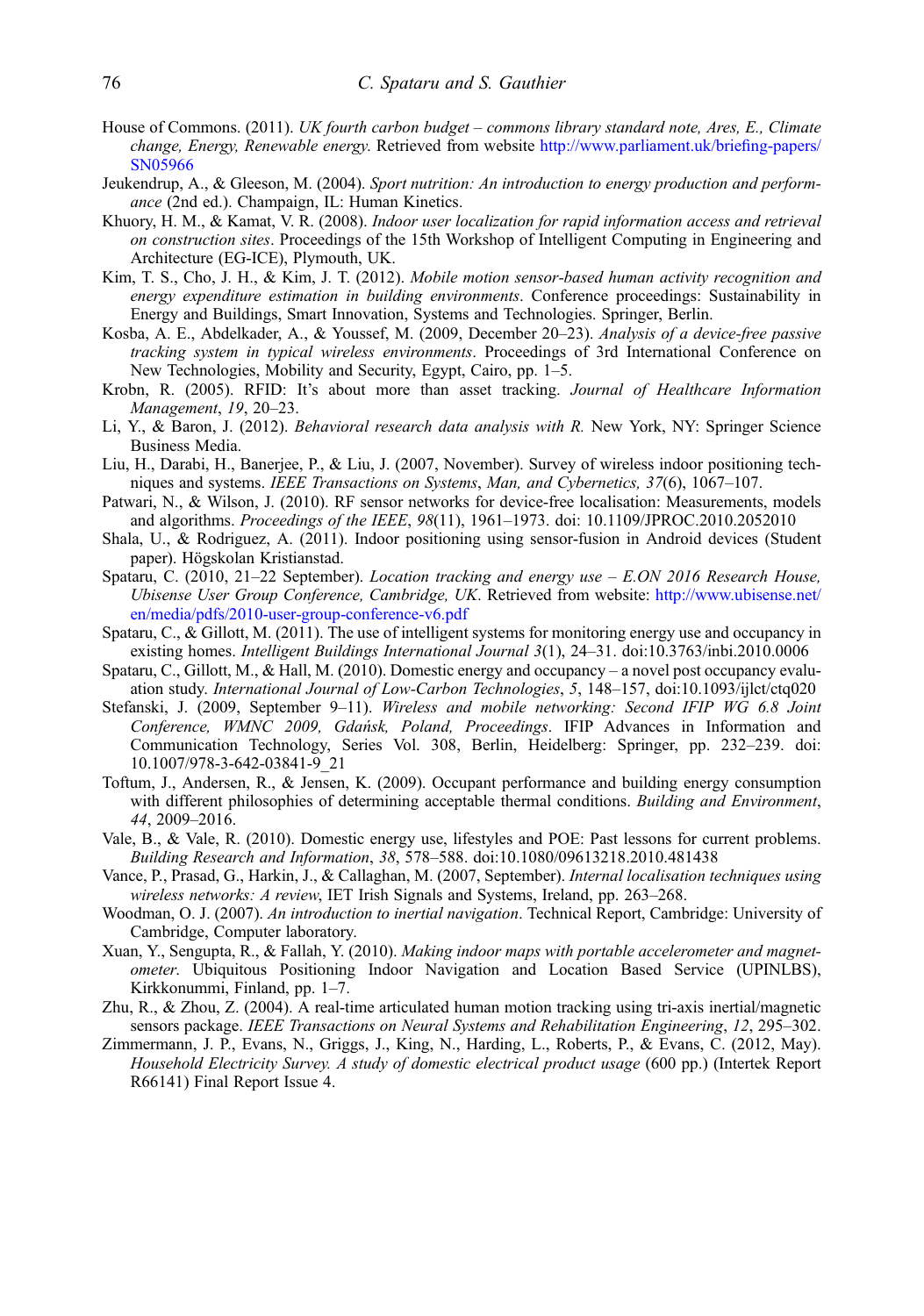House of Commons. (2011). *UK fourth carbon budget – commons library standard note, Ares, E., Climate change, Energy, Renewable energy*. Retrieved from website http://www.parliament.uk/briefing-papers/SN05966

Jeukendrup, A., & Gleeson, M. (2004). *Sport nutrition: An introduction to energy production and performance* (2nd ed.). Champaign, IL: Human Kinetics.

Khuory, H. M., & Kamat, V. R. (2008). *Indoor user localization for rapid information access and retrieval on construction sites*. Proceedings of the 15th Workshop of Intelligent Computing in Engineering and Architecture (EG-ICE), Plymouth, UK.

Kim, T. S., Cho, J. H., & Kim, J. T. (2012). *Mobile motion sensor-based human activity recognition and energy expenditure estimation in building environments*. Conference proceedings: Sustainability in Energy and Buildings, Smart Innovation, Systems and Technologies. Springer, Berlin.

Kosba, A. E., Abdelkader, A., & Youssef, M. (2009, December 20–23). *Analysis of a device-free passive tracking system in typical wireless environments*. Proceedings of 3rd International Conference on New Technologies, Mobility and Security, Egypt, Cairo, pp. 1–5.

Krobn, R. (2005). RFID: It's about more than asset tracking. *Journal of Healthcare Information Management*, *19*, 20–23.

Li, Y., & Baron, J. (2012). *Behavioral research data analysis with R.* New York, NY: Springer Science Business Media.

Liu, H., Darabi, H., Banerjee, P., & Liu, J. (2007, November). Survey of wireless indoor positioning techniques and systems. *IEEE Transactions on Systems, Man, and Cybernetics, 37*(6), 1067–107.

Patwari, N., & Wilson, J. (2010). RF sensor networks for device-free localisation: Measurements, models and algorithms. *Proceedings of the IEEE*, *98*(11), 1961–1973. doi: 10.1109/JPROC.2010.2052010

Shala, U., & Rodriguez, A. (2011). Indoor positioning using sensor-fusion in Android devices (Student paper). Högskolan Kristianstad.

Spataru, C. (2010, 21–22 September). *Location tracking and energy use – E.ON 2016 Research House, Ubisense User Group Conference, Cambridge, UK*. Retrieved from website: http://www.ubisense.net/en/media/pdfs/2010-user-group-conference-v6.pdf

Spataru, C., & Gillott, M. (2011). The use of intelligent systems for monitoring energy use and occupancy in existing homes. *Intelligent Buildings International Journal 3*(1), 24–31. doi:10.3763/inbi.2010.0006

Spataru, C., Gillott, M., & Hall, M. (2010). Domestic energy and occupancy – a novel post occupancy evaluation study. *International Journal of Low-Carbon Technologies*, *5*, 148–157, doi:10.1093/ijlct/ctq020

Stefanski, J. (2009, September 9–11). *Wireless and mobile networking: Second IFIP WG 6.8 Joint Conference, WMNC 2009, Gdańsk, Poland, Proceedings*. IFIP Advances in Information and Communication Technology, Series Vol. 308, Berlin, Heidelberg: Springer, pp. 232–239. doi: 10.1007/978-3-642-03841-9_21

Toftum, J., Andersen, R., & Jensen, K. (2009). Occupant performance and building energy consumption with different philosophies of determining acceptable thermal conditions. *Building and Environment*, *44*, 2009–2016.

Vale, B., & Vale, R. (2010). Domestic energy use, lifestyles and POE: Past lessons for current problems. *Building Research and Information*, *38*, 578–588. doi:10.1080/09613218.2010.481438

Vance, P., Prasad, G., Harkin, J., & Callaghan, M. (2007, September). *Internal localisation techniques using wireless networks: A review*, IET Irish Signals and Systems, Ireland, pp. 263–268.

Woodman, O. J. (2007). *An introduction to inertial navigation*. Technical Report, Cambridge: University of Cambridge, Computer laboratory.

Xuan, Y., Sengupta, R., & Fallah, Y. (2010). *Making indoor maps with portable accelerometer and magnetometer.* Ubiquitous Positioning Indoor Navigation and Location Based Service (UPINLBS), Kirkkonummi, Finland, pp. 1–7.

Zhu, R., & Zhou, Z. (2004). A real-time articulated human motion tracking using tri-axis inertial/magnetic sensors package. *IEEE Transactions on Neural Systems and Rehabilitation Engineering*, *12*, 295–302.

Zimmermann, J. P., Evans, N., Griggs, J., King, N., Harding, L., Roberts, P., & Evans, C. (2012, May). *Household Electricity Survey. A study of domestic electrical product usage* (600 pp.) (Intertek Report R66141) Final Report Issue 4.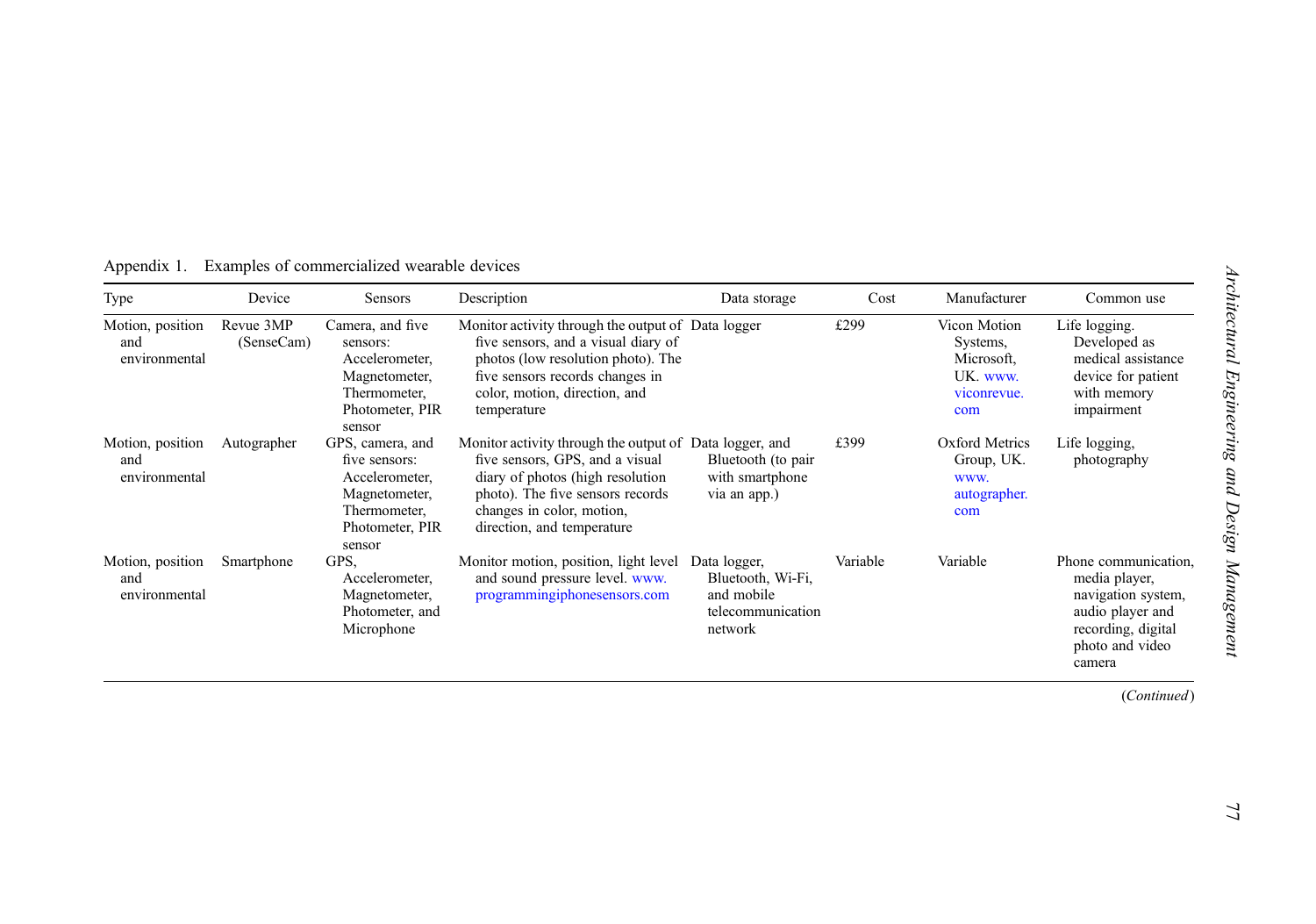Appendix 1. Examples of commercialized wearable devices

| Type | Device | Sensors | Description | Data storage | Cost | Manufacturer | Common use |
|---|---|---|---|---|---|---|---|
| Motion, position and environmental | Revue 3MP (SenseCam) | Camera, and five sensors: Accelerometer, Magnetometer, Thermometer, Photometer, PIR sensor | Monitor activity through the output of five sensors, and a visual diary of photos (low resolution photo). The five sensors records changes in color, motion, direction, and temperature | Data logger | £299 | Vicon Motion Systems, Microsoft, UK. www.viconrevue.com | Life logging. Developed as medical assistance device for patient with memory impairment |
| Motion, position and environmental | Autographer | GPS, camera, and five sensors: Accelerometer, Magnetometer, Thermometer, Photometer, PIR sensor | Monitor activity through the output of five sensors, GPS, and a visual diary of photos (high resolution photo). The five sensors records changes in color, motion, direction, and temperature | Data logger, and Bluetooth (to pair with smartphone via an app.) | £399 | Oxford Metrics Group, UK. www.autographer.com | Life logging, photography |
| Motion, position and environmental | Smartphone | GPS, Accelerometer, Magnetometer, Photometer, and Microphone | Monitor motion, position, light level and sound pressure level. www.programmingiphonesensors.com | Data logger, Bluetooth, Wi-Fi, and mobile telecommunication network | Variable | Variable | Phone communication, media player, navigation system, audio player and recording, digital photo and video camera |

(*Continued*)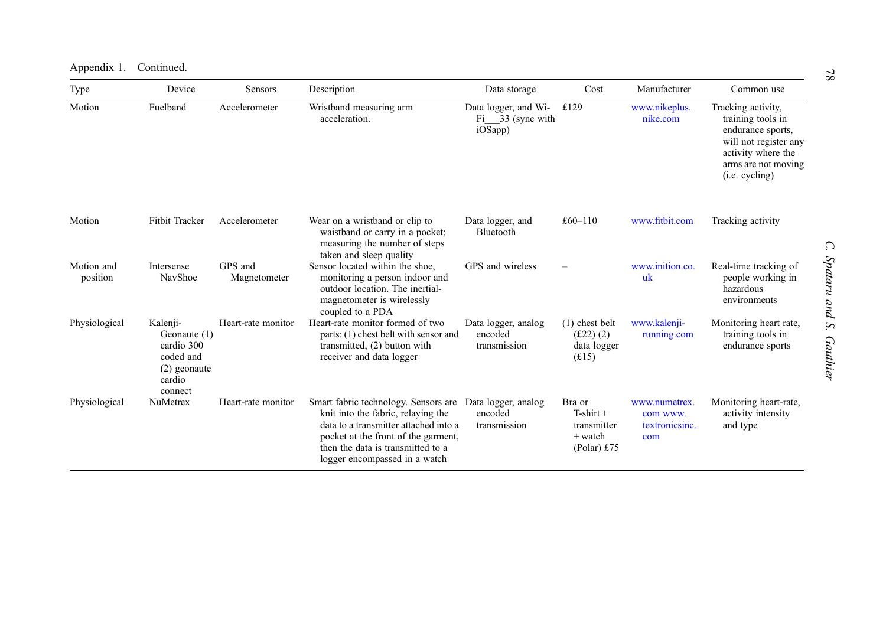Appendix 1. Continued.

| Type | Device | Sensors | Description | Data storage | Cost | Manufacturer | Common use |
|---|---|---|---|---|---|---|---|
| Motion | Fuelband | Accelerometer | Wristband measuring arm acceleration. | Data logger, and Wi-Fi___33 (sync with iOSapp) | £129 | www.nikeplus.nike.com | Tracking activity, training tools in endurance sports, will not register any activity where the arms are not moving (i.e. cycling) |
| Motion | Fitbit Tracker | Accelerometer | Wear on a wristband or clip to waistband or carry in a pocket; measuring the number of steps taken and sleep quality | Data logger, and Bluetooth | £60–110 | www.fitbit.com | Tracking activity |
| Motion and position | Intersense NavShoe | GPS and Magnetometer | Sensor located within the shoe, monitoring a person indoor and outdoor location. The inertial-magnetometer is wirelessly coupled to a PDA | GPS and wireless | – | www.inition.co.uk | Real-time tracking of people working in hazardous environments |
| Physiological | Kalenji-Geonaute (1) cardio 300 coded and (2) geonaute cardio connect | Heart-rate monitor | Heart-rate monitor formed of two parts: (1) chest belt with sensor and transmitted, (2) button with receiver and data logger | Data logger, analog encoded transmission | (1) chest belt (£22) (2) data logger (£15) | www.kalenji-running.com | Monitoring heart rate, training tools in endurance sports |
| Physiological | NuMetrex | Heart-rate monitor | Smart fabric technology. Sensors are knit into the fabric, relaying the data to a transmitter attached into a pocket at the front of the garment, then the data is transmitted to a logger encompassed in a watch | Data logger, analog encoded transmission | Bra or T-shirt + transmitter + watch (Polar) £75 | www.numetrex.com www.textronicsinc.com | Monitoring heart-rate, activity intensity and type |